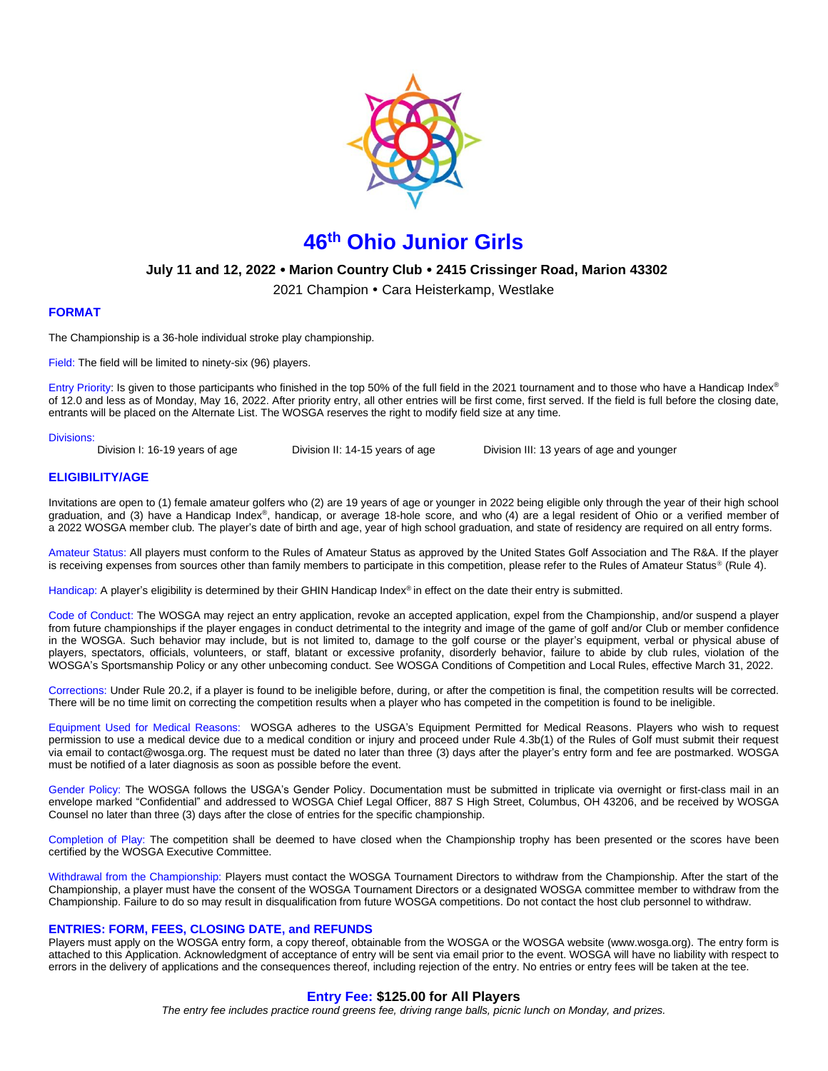# 46th Ohio Junior Girls

**July 11 and 12, 2022 • Marion Country Club • 2415 Crissinger Road, Marion 43302**

2021 Champion • Cara Heisterkamp, Westlake

## FORMAT

The Championship is a 36-hole individual stroke play championship.

Field: The field will be limited to ninety-six (96) players.

Entry Priority: Is given to those participants who finished in the top 50% of the full field in the 2021 tournament and to those who have a Handicap Index® of 12.0 and less as of Monday, May 16, 2022. After priority entry, all other entries will be first come, first served. If the field is full before the closing date, entrants will be placed on the Alternate List. The WOSGA reserves the right to modify field size at any time.

Divisions:

Division I: 16-19 years of age     Division II: 14-15 years of age     Division III: 13 years of age and younger

## ELIGIBILITY/AGE

Invitations are open to (1) female amateur golfers who (2) are 19 years of age or younger in 2022 being eligible only through the year of their high school graduation, and (3) have a Handicap Index®, handicap, or average 18-hole score, and who (4) are a legal resident of Ohio or a verified member of a 2022 WOSGA member club. The player's date of birth and age, year of high school graduation, and state of residency are required on all entry forms.

Amateur Status: All players must conform to the Rules of Amateur Status as approved by the United States Golf Association and The R&A. If the player is receiving expenses from sources other than family members to participate in this competition, please refer to the Rules of Amateur Status® (Rule 4).

Handicap: A player's eligibility is determined by their GHIN Handicap Index® in effect on the date their entry is submitted.

Code of Conduct: The WOSGA may reject an entry application, revoke an accepted application, expel from the Championship, and/or suspend a player from future championships if the player engages in conduct detrimental to the integrity and image of the game of golf and/or Club or member confidence in the WOSGA. Such behavior may include, but is not limited to, damage to the golf course or the player's equipment, verbal or physical abuse of players, spectators, officials, volunteers, or staff, blatant or excessive profanity, disorderly behavior, failure to abide by club rules, violation of the WOSGA's Sportsmanship Policy or any other unbecoming conduct. See WOSGA Conditions of Competition and Local Rules, effective March 31, 2022.

Corrections: Under Rule 20.2, if a player is found to be ineligible before, during, or after the competition is final, the competition results will be corrected. There will be no time limit on correcting the competition results when a player who has competed in the competition is found to be ineligible.

Equipment Used for Medical Reasons: WOSGA adheres to the USGA's Equipment Permitted for Medical Reasons. Players who wish to request permission to use a medical device due to a medical condition or injury and proceed under Rule 4.3b(1) of the Rules of Golf must submit their request via email to contact@wosga.org. The request must be dated no later than three (3) days after the player's entry form and fee are postmarked. WOSGA must be notified of a later diagnosis as soon as possible before the event.

Gender Policy: The WOSGA follows the USGA's Gender Policy. Documentation must be submitted in triplicate via overnight or first-class mail in an envelope marked "Confidential" and addressed to WOSGA Chief Legal Officer, 887 S High Street, Columbus, OH 43206, and be received by WOSGA Counsel no later than three (3) days after the close of entries for the specific championship.

Completion of Play: The competition shall be deemed to have closed when the Championship trophy has been presented or the scores have been certified by the WOSGA Executive Committee.

Withdrawal from the Championship: Players must contact the WOSGA Tournament Directors to withdraw from the Championship. After the start of the Championship, a player must have the consent of the WOSGA Tournament Directors or a designated WOSGA committee member to withdraw from the Championship. Failure to do so may result in disqualification from future WOSGA competitions. Do not contact the host club personnel to withdraw.

## ENTRIES: FORM, FEES, CLOSING DATE, and REFUNDS

Players must apply on the WOSGA entry form, a copy thereof, obtainable from the WOSGA or the WOSGA website (www.wosga.org). The entry form is attached to this Application. Acknowledgment of acceptance of entry will be sent via email prior to the event. WOSGA will have no liability with respect to errors in the delivery of applications and the consequences thereof, including rejection of the entry. No entries or entry fees will be taken at the tee.

**Entry Fee: $125.00 for All Players**

*The entry fee includes practice round greens fee, driving range balls, picnic lunch on Monday, and prizes.*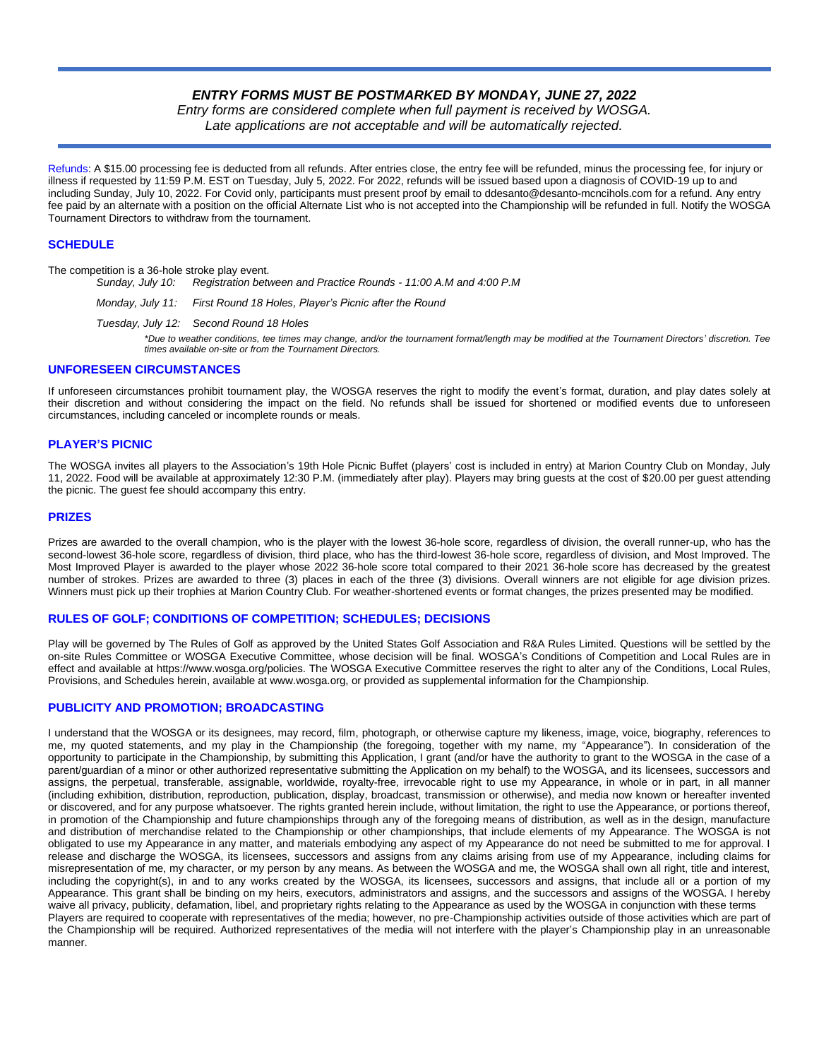***ENTRY FORMS MUST BE POSTMARKED BY MONDAY, JUNE 27, 2022***

*Entry forms are considered complete when full payment is received by WOSGA.*
*Late applications are not acceptable and will be automatically rejected.*

Refunds: A $15.00 processing fee is deducted from all refunds. After entries close, the entry fee will be refunded, minus the processing fee, for injury or illness if requested by 11:59 P.M. EST on Tuesday, July 5, 2022. For 2022, refunds will be issued based upon a diagnosis of COVID-19 up to and including Sunday, July 10, 2022. For Covid only, participants must present proof by email to ddesanto@desanto-mcncihols.com for a refund. Any entry fee paid by an alternate with a position on the official Alternate List who is not accepted into the Championship will be refunded in full. Notify the WOSGA Tournament Directors to withdraw from the tournament.

## SCHEDULE

The competition is a 36-hole stroke play event.

*Sunday, July 10:* *Registration between and Practice Rounds - 11:00 A.M and 4:00 P.M*

*Monday, July 11:* *First Round 18 Holes, Player's Picnic after the Round*

*Tuesday, July 12:* *Second Round 18 Holes*

*\*Due to weather conditions, tee times may change, and/or the tournament format/length may be modified at the Tournament Directors' discretion. Tee times available on-site or from the Tournament Directors.*

## UNFORESEEN CIRCUMSTANCES

If unforeseen circumstances prohibit tournament play, the WOSGA reserves the right to modify the event's format, duration, and play dates solely at their discretion and without considering the impact on the field. No refunds shall be issued for shortened or modified events due to unforeseen circumstances, including canceled or incomplete rounds or meals.

## PLAYER'S PICNIC

The WOSGA invites all players to the Association's 19th Hole Picnic Buffet (players' cost is included in entry) at Marion Country Club on Monday, July 11, 2022. Food will be available at approximately 12:30 P.M. (immediately after play). Players may bring guests at the cost of $20.00 per guest attending the picnic. The guest fee should accompany this entry.

## PRIZES

Prizes are awarded to the overall champion, who is the player with the lowest 36-hole score, regardless of division, the overall runner-up, who has the second-lowest 36-hole score, regardless of division, third place, who has the third-lowest 36-hole score, regardless of division, and Most Improved. The Most Improved Player is awarded to the player whose 2022 36-hole score total compared to their 2021 36-hole score has decreased by the greatest number of strokes. Prizes are awarded to three (3) places in each of the three (3) divisions. Overall winners are not eligible for age division prizes. Winners must pick up their trophies at Marion Country Club. For weather-shortened events or format changes, the prizes presented may be modified.

## RULES OF GOLF; CONDITIONS OF COMPETITION; SCHEDULES; DECISIONS

Play will be governed by The Rules of Golf as approved by the United States Golf Association and R&A Rules Limited. Questions will be settled by the on-site Rules Committee or WOSGA Executive Committee, whose decision will be final. WOSGA's Conditions of Competition and Local Rules are in effect and available at https://www.wosga.org/policies. The WOSGA Executive Committee reserves the right to alter any of the Conditions, Local Rules, Provisions, and Schedules herein, available at www.wosga.org, or provided as supplemental information for the Championship.

## PUBLICITY AND PROMOTION; BROADCASTING

I understand that the WOSGA or its designees, may record, film, photograph, or otherwise capture my likeness, image, voice, biography, references to me, my quoted statements, and my play in the Championship (the foregoing, together with my name, my "Appearance"). In consideration of the opportunity to participate in the Championship, by submitting this Application, I grant (and/or have the authority to grant to the WOSGA in the case of a parent/guardian of a minor or other authorized representative submitting the Application on my behalf) to the WOSGA, and its licensees, successors and assigns, the perpetual, transferable, assignable, worldwide, royalty-free, irrevocable right to use my Appearance, in whole or in part, in all manner (including exhibition, distribution, reproduction, publication, display, broadcast, transmission or otherwise), and media now known or hereafter invented or discovered, and for any purpose whatsoever. The rights granted herein include, without limitation, the right to use the Appearance, or portions thereof, in promotion of the Championship and future championships through any of the foregoing means of distribution, as well as in the design, manufacture and distribution of merchandise related to the Championship or other championships, that include elements of my Appearance. The WOSGA is not obligated to use my Appearance in any matter, and materials embodying any aspect of my Appearance do not need be submitted to me for approval. I release and discharge the WOSGA, its licensees, successors and assigns from any claims arising from use of my Appearance, including claims for misrepresentation of me, my character, or my person by any means. As between the WOSGA and me, the WOSGA shall own all right, title and interest, including the copyright(s), in and to any works created by the WOSGA, its licensees, successors and assigns, that include all or a portion of my Appearance. This grant shall be binding on my heirs, executors, administrators and assigns, and the successors and assigns of the WOSGA. I hereby waive all privacy, publicity, defamation, libel, and proprietary rights relating to the Appearance as used by the WOSGA in conjunction with these terms

Players are required to cooperate with representatives of the media; however, no pre-Championship activities outside of those activities which are part of the Championship will be required. Authorized representatives of the media will not interfere with the player's Championship play in an unreasonable manner.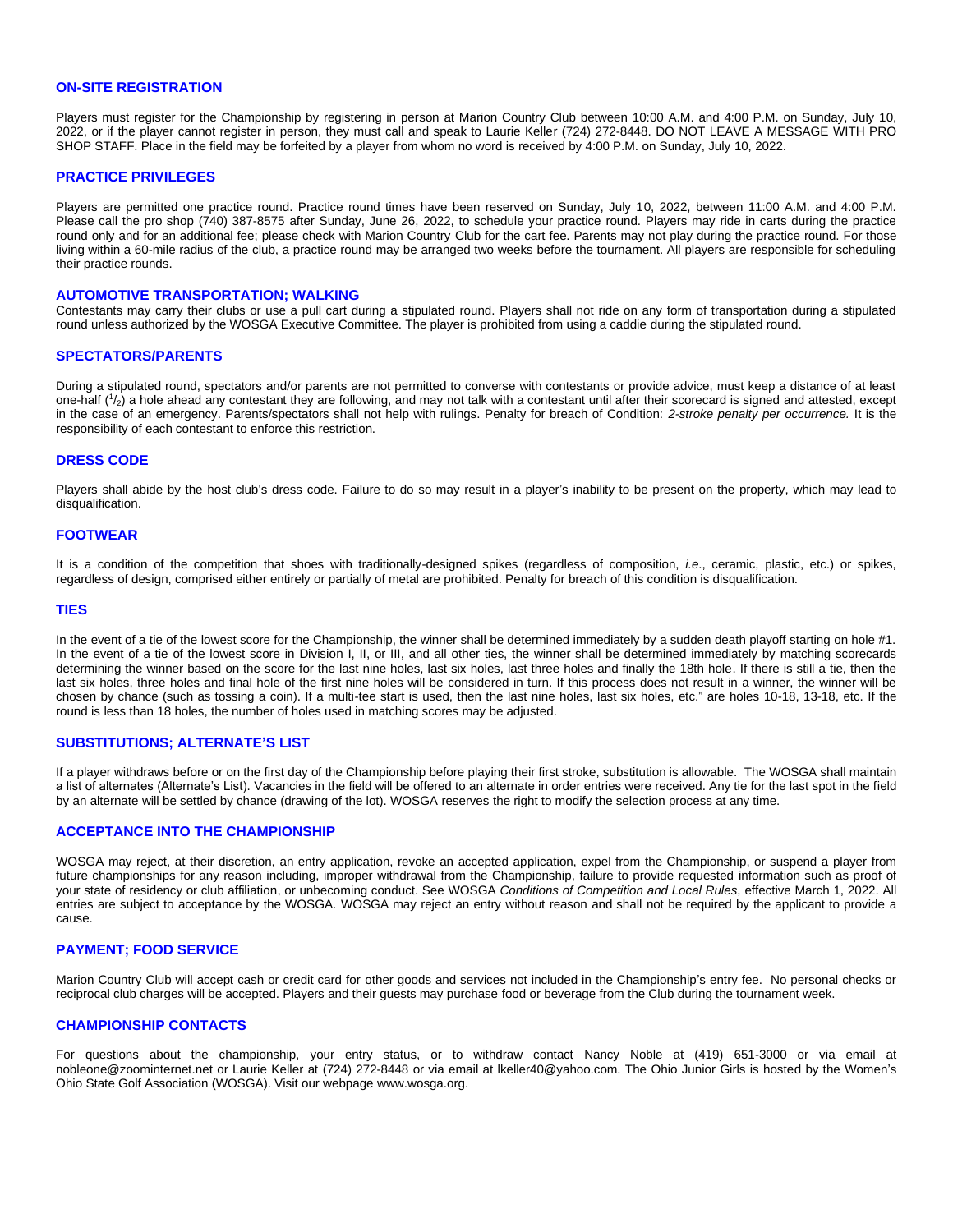## ON-SITE REGISTRATION

Players must register for the Championship by registering in person at Marion Country Club between 10:00 A.M. and 4:00 P.M. on Sunday, July 10, 2022, or if the player cannot register in person, they must call and speak to Laurie Keller (724) 272-8448. DO NOT LEAVE A MESSAGE WITH PRO SHOP STAFF. Place in the field may be forfeited by a player from whom no word is received by 4:00 P.M. on Sunday, July 10, 2022.

## PRACTICE PRIVILEGES

Players are permitted one practice round. Practice round times have been reserved on Sunday, July 10, 2022, between 11:00 A.M. and 4:00 P.M. Please call the pro shop (740) 387-8575 after Sunday, June 26, 2022, to schedule your practice round. Players may ride in carts during the practice round only and for an additional fee; please check with Marion Country Club for the cart fee. Parents may not play during the practice round. For those living within a 60-mile radius of the club, a practice round may be arranged two weeks before the tournament. All players are responsible for scheduling their practice rounds.

## AUTOMOTIVE TRANSPORTATION; WALKING

Contestants may carry their clubs or use a pull cart during a stipulated round. Players shall not ride on any form of transportation during a stipulated round unless authorized by the WOSGA Executive Committee. The player is prohibited from using a caddie during the stipulated round.

## SPECTATORS/PARENTS

During a stipulated round, spectators and/or parents are not permitted to converse with contestants or provide advice, must keep a distance of at least one-half ($^1/_2$) a hole ahead any contestant they are following, and may not talk with a contestant until after their scorecard is signed and attested, except in the case of an emergency. Parents/spectators shall not help with rulings. Penalty for breach of Condition: *2-stroke penalty per occurrence.* It is the responsibility of each contestant to enforce this restriction.

## DRESS CODE

Players shall abide by the host club's dress code. Failure to do so may result in a player's inability to be present on the property, which may lead to disqualification.

## FOOTWEAR

It is a condition of the competition that shoes with traditionally-designed spikes (regardless of composition, *i.e*., ceramic, plastic, etc.) or spikes, regardless of design, comprised either entirely or partially of metal are prohibited. Penalty for breach of this condition is disqualification.

## TIES

In the event of a tie of the lowest score for the Championship, the winner shall be determined immediately by a sudden death playoff starting on hole #1. In the event of a tie of the lowest score in Division I, II, or III, and all other ties, the winner shall be determined immediately by matching scorecards determining the winner based on the score for the last nine holes, last six holes, last three holes and finally the 18th hole. If there is still a tie, then the last six holes, three holes and final hole of the first nine holes will be considered in turn. If this process does not result in a winner, the winner will be chosen by chance (such as tossing a coin). If a multi-tee start is used, then the last nine holes, last six holes, etc." are holes 10-18, 13-18, etc. If the round is less than 18 holes, the number of holes used in matching scores may be adjusted.

## SUBSTITUTIONS; ALTERNATE'S LIST

If a player withdraws before or on the first day of the Championship before playing their first stroke, substitution is allowable. The WOSGA shall maintain a list of alternates (Alternate's List). Vacancies in the field will be offered to an alternate in order entries were received. Any tie for the last spot in the field by an alternate will be settled by chance (drawing of the lot). WOSGA reserves the right to modify the selection process at any time.

## ACCEPTANCE INTO THE CHAMPIONSHIP

WOSGA may reject, at their discretion, an entry application, revoke an accepted application, expel from the Championship, or suspend a player from future championships for any reason including, improper withdrawal from the Championship, failure to provide requested information such as proof of your state of residency or club affiliation, or unbecoming conduct. See WOSGA *Conditions of Competition and Local Rules*, effective March 1, 2022. All entries are subject to acceptance by the WOSGA. WOSGA may reject an entry without reason and shall not be required by the applicant to provide a cause.

## PAYMENT; FOOD SERVICE

Marion Country Club will accept cash or credit card for other goods and services not included in the Championship's entry fee. No personal checks or reciprocal club charges will be accepted. Players and their guests may purchase food or beverage from the Club during the tournament week.

## CHAMPIONSHIP CONTACTS

For questions about the championship, your entry status, or to withdraw contact Nancy Noble at (419) 651-3000 or via email at nobleone@zoominternet.net or Laurie Keller at (724) 272-8448 or via email at lkeller40@yahoo.com. The Ohio Junior Girls is hosted by the Women's Ohio State Golf Association (WOSGA). Visit our webpage www.wosga.org.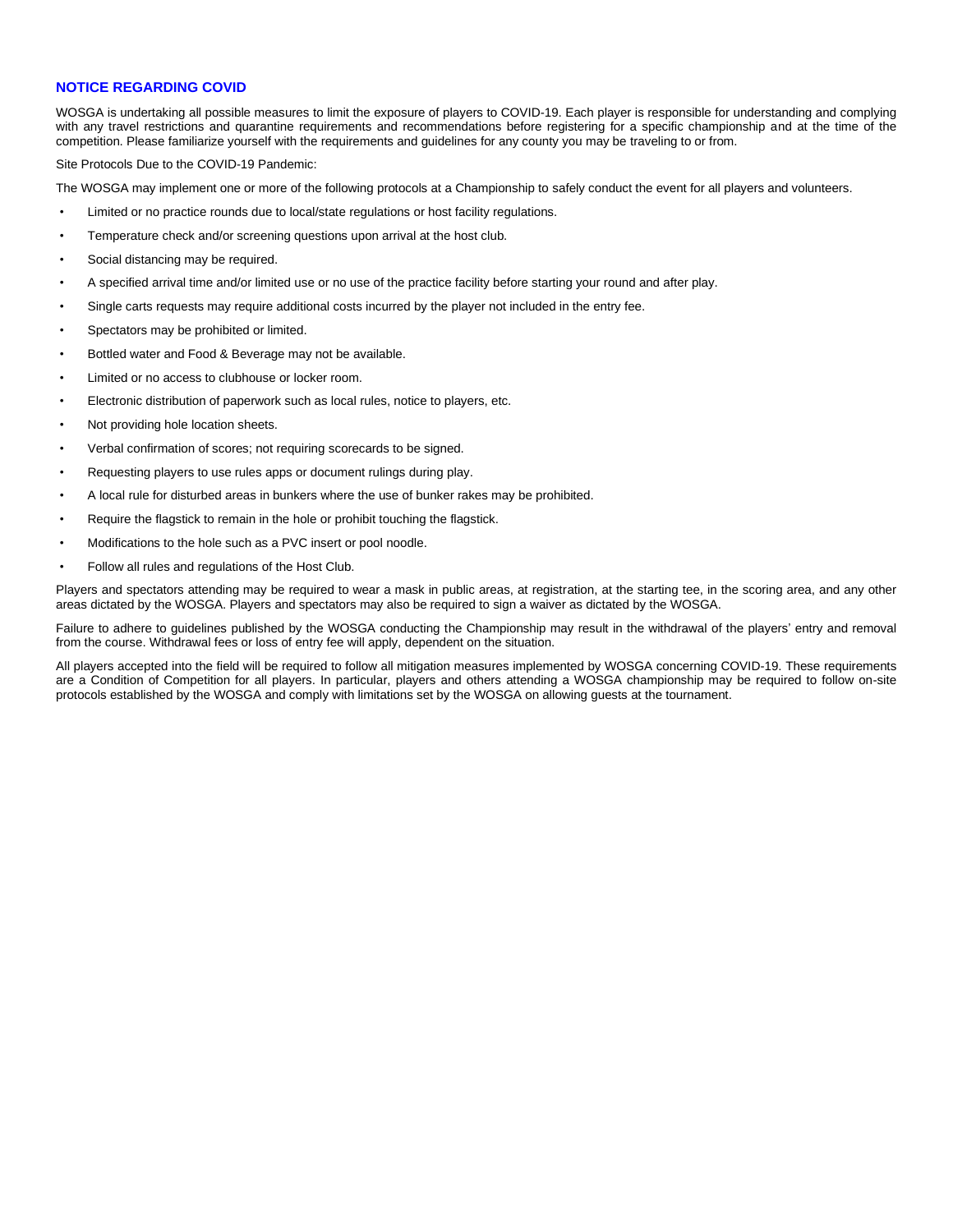## NOTICE REGARDING COVID

WOSGA is undertaking all possible measures to limit the exposure of players to COVID-19. Each player is responsible for understanding and complying with any travel restrictions and quarantine requirements and recommendations before registering for a specific championship and at the time of the competition. Please familiarize yourself with the requirements and guidelines for any county you may be traveling to or from.

Site Protocols Due to the COVID-19 Pandemic:

The WOSGA may implement one or more of the following protocols at a Championship to safely conduct the event for all players and volunteers.

- Limited or no practice rounds due to local/state regulations or host facility regulations.
- Temperature check and/or screening questions upon arrival at the host club.
- Social distancing may be required.
- A specified arrival time and/or limited use or no use of the practice facility before starting your round and after play.
- Single carts requests may require additional costs incurred by the player not included in the entry fee.
- Spectators may be prohibited or limited.
- Bottled water and Food & Beverage may not be available.
- Limited or no access to clubhouse or locker room.
- Electronic distribution of paperwork such as local rules, notice to players, etc.
- Not providing hole location sheets.
- Verbal confirmation of scores; not requiring scorecards to be signed.
- Requesting players to use rules apps or document rulings during play.
- A local rule for disturbed areas in bunkers where the use of bunker rakes may be prohibited.
- Require the flagstick to remain in the hole or prohibit touching the flagstick.
- Modifications to the hole such as a PVC insert or pool noodle.
- Follow all rules and regulations of the Host Club.

Players and spectators attending may be required to wear a mask in public areas, at registration, at the starting tee, in the scoring area, and any other areas dictated by the WOSGA. Players and spectators may also be required to sign a waiver as dictated by the WOSGA.

Failure to adhere to guidelines published by the WOSGA conducting the Championship may result in the withdrawal of the players' entry and removal from the course. Withdrawal fees or loss of entry fee will apply, dependent on the situation.

All players accepted into the field will be required to follow all mitigation measures implemented by WOSGA concerning COVID-19. These requirements are a Condition of Competition for all players. In particular, players and others attending a WOSGA championship may be required to follow on-site protocols established by the WOSGA and comply with limitations set by the WOSGA on allowing guests at the tournament.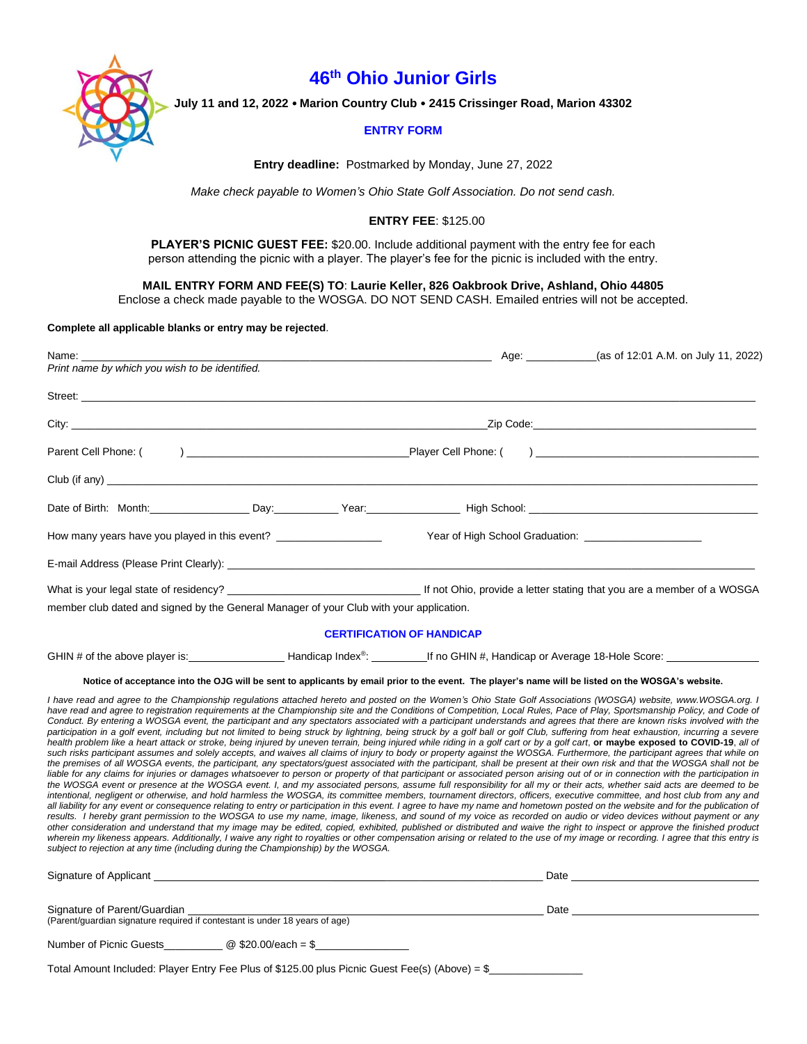# 46th Ohio Junior Girls

**July 11 and 12, 2022 • Marion Country Club • 2415 Crissinger Road, Marion 43302**

**ENTRY FORM**

**Entry deadline:** Postmarked by Monday, June 27, 2022

*Make check payable to Women's Ohio State Golf Association. Do not send cash.*

**ENTRY FEE**: $125.00

**PLAYER'S PICNIC GUEST FEE:** $20.00. Include additional payment with the entry fee for each person attending the picnic with a player. The player's fee for the picnic is included with the entry.

**MAIL ENTRY FORM AND FEE(S) TO**: **Laurie Keller, 826 Oakbrook Drive, Ashland, Ohio 44805**
Enclose a check made payable to the WOSGA. DO NOT SEND CASH. Emailed entries will not be accepted.

**Complete all applicable blanks or entry may be rejected**.

Name: ______________________________ Age: __________(as of 12:01 A.M. on July 11, 2022)
*Print name by which you wish to be identified.*

Street: ______________________________

City: ______________________________ Zip Code: ______________________________

Parent Cell Phone: (     ) ______________________________ Player Cell Phone: (     ) ______________________________

Club (if any) ______________________________

Date of Birth: Month:______________ Day:__________ Year:______________ High School: ______________________________

How many years have you played in this event? ______________ Year of High School Graduation: ______________

E-mail Address (Please Print Clearly): ______________________________

What is your legal state of residency? ______________________________ If not Ohio, provide a letter stating that you are a member of a WOSGA member club dated and signed by the General Manager of your Club with your application.

**CERTIFICATION OF HANDICAP**

GHIN # of the above player is:______________ Handicap Index®: __________If no GHIN #, Handicap or Average 18-Hole Score: ______________

**Notice of acceptance into the OJG will be sent to applicants by email prior to the event. The player's name will be listed on the WOSGA's website.**

*I have read and agree to the Championship regulations attached hereto and posted on the Women's Ohio State Golf Associations (WOSGA) website, www.WOSGA.org. I have read and agree to registration requirements at the Championship site and the Conditions of Competition, Local Rules, Pace of Play, Sportsmanship Policy, and Code of Conduct. By entering a WOSGA event, the participant and any spectators associated with a participant understands and agrees that there are known risks involved with the participation in a golf event, including but not limited to being struck by lightning, being struck by a golf ball or golf Club, suffering from heat exhaustion, incurring a severe health problem like a heart attack or stroke, being injured by uneven terrain, being injured while riding in a golf cart or by a golf cart,* ***or maybe exposed to COVID-19****, all of such risks participant assumes and solely accepts, and waives all claims of injury to body or property against the WOSGA. Furthermore, the participant agrees that while on the premises of all WOSGA events, the participant, any spectators/guest associated with the participant, shall be present at their own risk and that the WOSGA shall not be liable for any claims for injuries or damages whatsoever to person or property of that participant or associated person arising out of or in connection with the participation in the WOSGA event or presence at the WOSGA event. I, and my associated persons, assume full responsibility for all my or their acts, whether said acts are deemed to be intentional, negligent or otherwise, and hold harmless the WOSGA, its committee members, tournament directors, officers, executive committee, and host club from any and all liability for any event or consequence relating to entry or participation in this event. I agree to have my name and hometown posted on the website and for the publication of results. I hereby grant permission to the WOSGA to use my name, image, likeness, and sound of my voice as recorded on audio or video devices without payment or any other consideration and understand that my image may be edited, copied, exhibited, published or distributed and waive the right to inspect or approve the finished product wherein my likeness appears. Additionally, I waive any right to royalties or other compensation arising or related to the use of my image or recording. I agree that this entry is subject to rejection at any time (including during the Championship) by the WOSGA.*

Signature of Applicant ______________________________ Date ______________________________

Signature of Parent/Guardian ______________________________ Date ______________________________
(Parent/guardian signature required if contestant is under 18 years of age)

Number of Picnic Guests__________ @ $20.00/each = $______________

Total Amount Included: Player Entry Fee Plus of $125.00 plus Picnic Guest Fee(s) (Above) = $______________